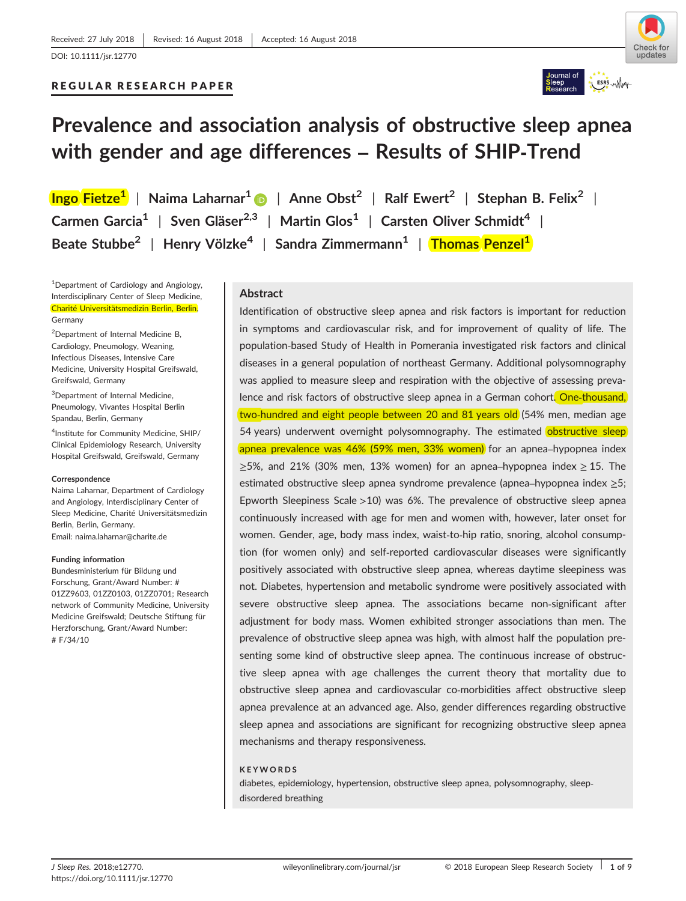Received: 27 July 2018 | Revised: 16 August 2018 | Accepted: 16 August 2018

DOI: 10.1111/jsr.12770

REGULAR RESEARCH PAPER

# Prevalence and association analysis of obstructive sleep apnea with gender and age differences – Results of SHIP-Trend

Ingo Fietze[1] | Naima Laharnar[1] | Anne Obst[2] | Ralf Ewert[2] | Stephan B. Felix[2] | Carmen Garcia[1] | Sven Gläser[2,3] | Martin Glos[1] | Carsten Oliver Schmidt[4] | Beate Stubbe[2] | Henry Völzke[4] | Sandra Zimmermann[1] | Thomas Penzel[1]

[1]Department of Cardiology and Angiology, Interdisciplinary Center of Sleep Medicine, Charité Universitätsmedizin Berlin, Berlin, Germany

[2]Department of Internal Medicine B, Cardiology, Pneumology, Weaning, Infectious Diseases, Intensive Care Medicine, University Hospital Greifswald, Greifswald, Germany

[3]Department of Internal Medicine, Pneumology, Vivantes Hospital Berlin Spandau, Berlin, Germany

[4]Institute for Community Medicine, SHIP/Clinical Epidemiology Research, University Hospital Greifswald, Greifswald, Germany

**Correspondence**

Naima Laharnar, Department of Cardiology and Angiology, Interdisciplinary Center of Sleep Medicine, Charité Universitätsmedizin Berlin, Berlin, Germany.
Email: naima.laharnar@charite.de

**Funding information**

Bundesministerium für Bildung und Forschung, Grant/Award Number: # 01ZZ9603, 01ZZ0103, 01ZZ0701; Research network of Community Medicine, University Medicine Greifswald; Deutsche Stiftung für Herzforschung, Grant/Award Number: # F/34/10

## Abstract

Identification of obstructive sleep apnea and risk factors is important for reduction in symptoms and cardiovascular risk, and for improvement of quality of life. The population-based Study of Health in Pomerania investigated risk factors and clinical diseases in a general population of northeast Germany. Additional polysomnography was applied to measure sleep and respiration with the objective of assessing prevalence and risk factors of obstructive sleep apnea in a German cohort. One-thousand, two-hundred and eight people between 20 and 81 years old (54% men, median age 54 years) underwent overnight polysomnography. The estimated obstructive sleep apnea prevalence was 46% (59% men, 33% women) for an apnea–hypopnea index $\geq$5%, and 21% (30% men, 13% women) for an apnea–hypopnea index $\geq$ 15. The estimated obstructive sleep apnea syndrome prevalence (apnea–hypopnea index $\geq$5; Epworth Sleepiness Scale >10) was 6%. The prevalence of obstructive sleep apnea continuously increased with age for men and women with, however, later onset for women. Gender, age, body mass index, waist-to-hip ratio, snoring, alcohol consumption (for women only) and self-reported cardiovascular diseases were significantly positively associated with obstructive sleep apnea, whereas daytime sleepiness was not. Diabetes, hypertension and metabolic syndrome were positively associated with severe obstructive sleep apnea. The associations became non-significant after adjustment for body mass. Women exhibited stronger associations than men. The prevalence of obstructive sleep apnea was high, with almost half the population presenting some kind of obstructive sleep apnea. The continuous increase of obstructive sleep apnea with age challenges the current theory that mortality due to obstructive sleep apnea and cardiovascular co-morbidities affect obstructive sleep apnea prevalence at an advanced age. Also, gender differences regarding obstructive sleep apnea and associations are significant for recognizing obstructive sleep apnea mechanisms and therapy responsiveness.

**KEYWORDS**

diabetes, epidemiology, hypertension, obstructive sleep apnea, polysomnography, sleep-disordered breathing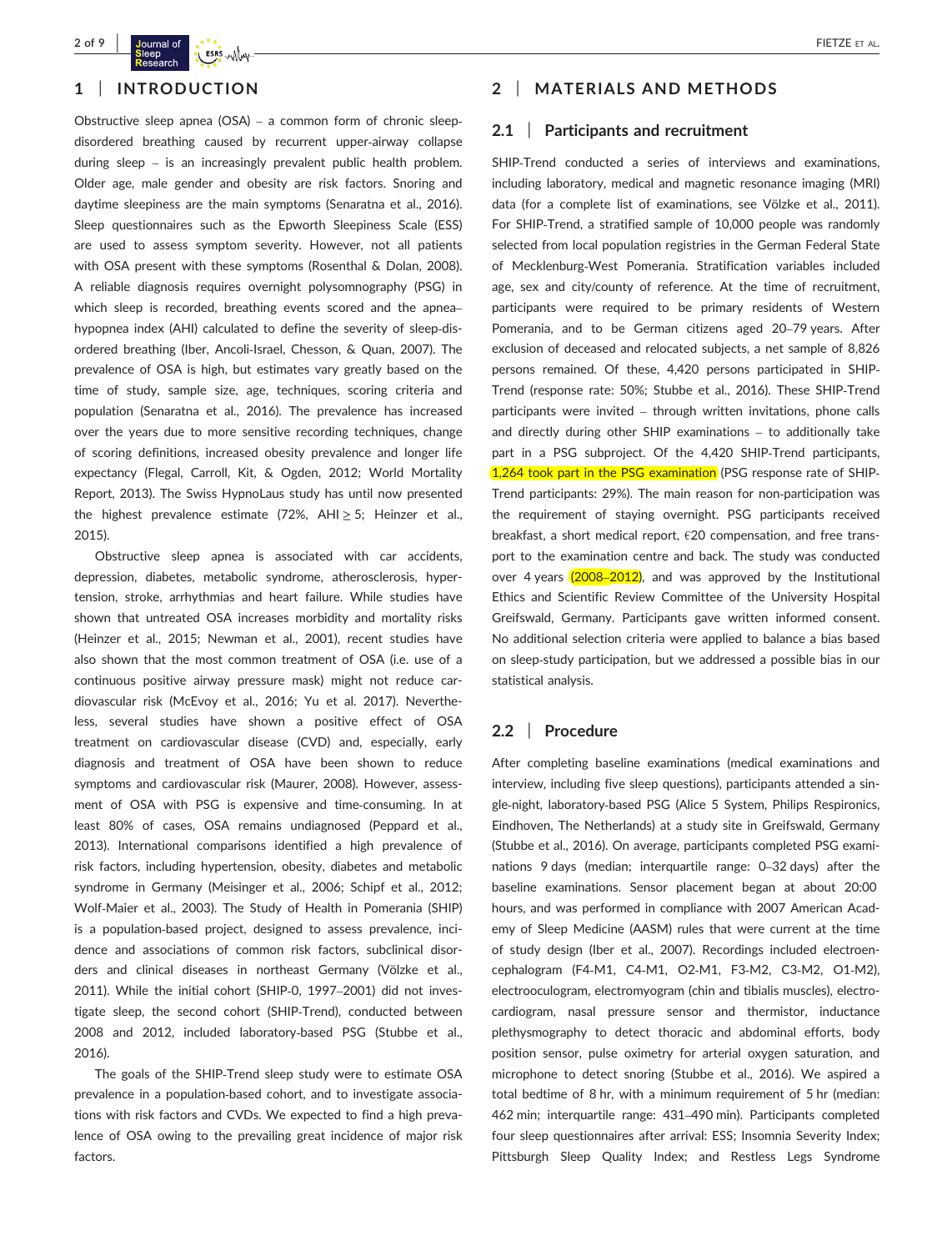## 1 | INTRODUCTION

Obstructive sleep apnea (OSA) – a common form of chronic sleep-disordered breathing caused by recurrent upper-airway collapse during sleep – is an increasingly prevalent public health problem. Older age, male gender and obesity are risk factors. Snoring and daytime sleepiness are the main symptoms (Senaratna et al., 2016). Sleep questionnaires such as the Epworth Sleepiness Scale (ESS) are used to assess symptom severity. However, not all patients with OSA present with these symptoms (Rosenthal & Dolan, 2008). A reliable diagnosis requires overnight polysomnography (PSG) in which sleep is recorded, breathing events scored and the apnea–hypopnea index (AHI) calculated to define the severity of sleep-disordered breathing (Iber, Ancoli-Israel, Chesson, & Quan, 2007). The prevalence of OSA is high, but estimates vary greatly based on the time of study, sample size, age, techniques, scoring criteria and population (Senaratna et al., 2016). The prevalence has increased over the years due to more sensitive recording techniques, change of scoring definitions, increased obesity prevalence and longer life expectancy (Flegal, Carroll, Kit, & Ogden, 2012; World Mortality Report, 2013). The Swiss HypnoLaus study has until now presented the highest prevalence estimate (72%, AHI ≥ 5; Heinzer et al., 2015).

Obstructive sleep apnea is associated with car accidents, depression, diabetes, metabolic syndrome, atherosclerosis, hypertension, stroke, arrhythmias and heart failure. While studies have shown that untreated OSA increases morbidity and mortality risks (Heinzer et al., 2015; Newman et al., 2001), recent studies have also shown that the most common treatment of OSA (i.e. use of a continuous positive airway pressure mask) might not reduce cardiovascular risk (McEvoy et al., 2016; Yu et al. 2017). Nevertheless, several studies have shown a positive effect of OSA treatment on cardiovascular disease (CVD) and, especially, early diagnosis and treatment of OSA have been shown to reduce symptoms and cardiovascular risk (Maurer, 2008). However, assessment of OSA with PSG is expensive and time-consuming. In at least 80% of cases, OSA remains undiagnosed (Peppard et al., 2013). International comparisons identified a high prevalence of risk factors, including hypertension, obesity, diabetes and metabolic syndrome in Germany (Meisinger et al., 2006; Schipf et al., 2012; Wolf-Maier et al., 2003). The Study of Health in Pomerania (SHIP) is a population-based project, designed to assess prevalence, incidence and associations of common risk factors, subclinical disorders and clinical diseases in northeast Germany (Völzke et al., 2011). While the initial cohort (SHIP-0, 1997–2001) did not investigate sleep, the second cohort (SHIP-Trend), conducted between 2008 and 2012, included laboratory-based PSG (Stubbe et al., 2016).

The goals of the SHIP-Trend sleep study were to estimate OSA prevalence in a population-based cohort, and to investigate associations with risk factors and CVDs. We expected to find a high prevalence of OSA owing to the prevailing great incidence of major risk factors.

## 2 | MATERIALS AND METHODS

### 2.1 | Participants and recruitment

SHIP-Trend conducted a series of interviews and examinations, including laboratory, medical and magnetic resonance imaging (MRI) data (for a complete list of examinations, see Völzke et al., 2011). For SHIP-Trend, a stratified sample of 10,000 people was randomly selected from local population registries in the German Federal State of Mecklenburg-West Pomerania. Stratification variables included age, sex and city/county of reference. At the time of recruitment, participants were required to be primary residents of Western Pomerania, and to be German citizens aged 20–79 years. After exclusion of deceased and relocated subjects, a net sample of 8,826 persons remained. Of these, 4,420 persons participated in SHIP-Trend (response rate: 50%; Stubbe et al., 2016). These SHIP-Trend participants were invited – through written invitations, phone calls and directly during other SHIP examinations – to additionally take part in a PSG subproject. Of the 4,420 SHIP-Trend participants, 1,264 took part in the PSG examination (PSG response rate of SHIP-Trend participants: 29%). The main reason for non-participation was the requirement of staying overnight. PSG participants received breakfast, a short medical report, €20 compensation, and free transport to the examination centre and back. The study was conducted over 4 years (2008–2012), and was approved by the Institutional Ethics and Scientific Review Committee of the University Hospital Greifswald, Germany. Participants gave written informed consent. No additional selection criteria were applied to balance a bias based on sleep-study participation, but we addressed a possible bias in our statistical analysis.

### 2.2 | Procedure

After completing baseline examinations (medical examinations and interview, including five sleep questions), participants attended a single-night, laboratory-based PSG (Alice 5 System, Philips Respironics, Eindhoven, The Netherlands) at a study site in Greifswald, Germany (Stubbe et al., 2016). On average, participants completed PSG examinations 9 days (median; interquartile range: 0–32 days) after the baseline examinations. Sensor placement began at about 20:00 hours, and was performed in compliance with 2007 American Academy of Sleep Medicine (AASM) rules that were current at the time of study design (Iber et al., 2007). Recordings included electroencephalogram (F4-M1, C4-M1, O2-M1, F3-M2, C3-M2, O1-M2), electrooculogram, electromyogram (chin and tibialis muscles), electrocardiogram, nasal pressure sensor and thermistor, inductance plethysmography to detect thoracic and abdominal efforts, body position sensor, pulse oximetry for arterial oxygen saturation, and microphone to detect snoring (Stubbe et al., 2016). We aspired a total bedtime of 8 hr, with a minimum requirement of 5 hr (median: 462 min; interquartile range: 431–490 min). Participants completed four sleep questionnaires after arrival: ESS; Insomnia Severity Index; Pittsburgh Sleep Quality Index; and Restless Legs Syndrome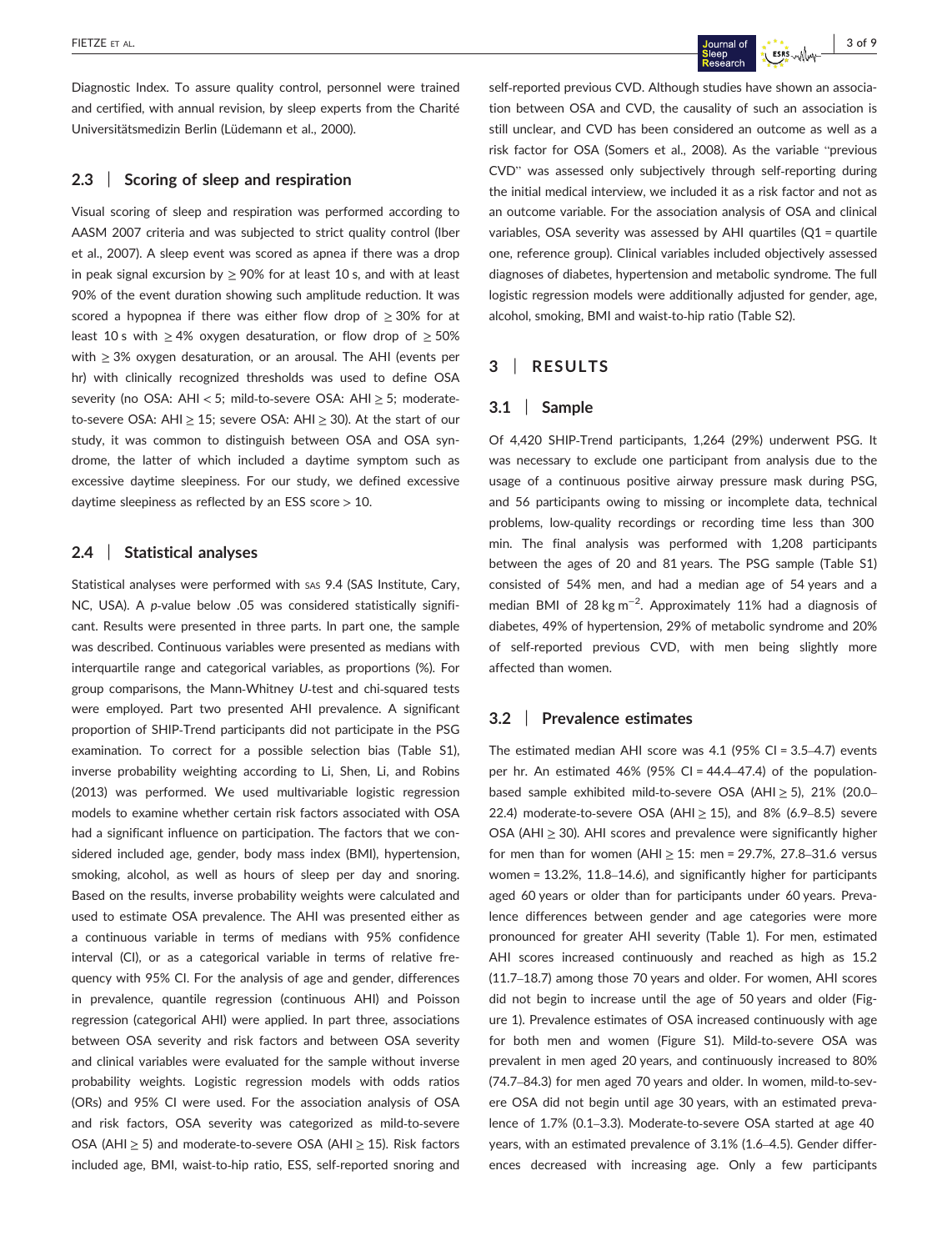Diagnostic Index. To assure quality control, personnel were trained and certified, with annual revision, by sleep experts from the Charité Universitätsmedizin Berlin (Lüdemann et al., 2000).

## 2.3 | Scoring of sleep and respiration

Visual scoring of sleep and respiration was performed according to AASM 2007 criteria and was subjected to strict quality control (Iber et al., 2007). A sleep event was scored as apnea if there was a drop in peak signal excursion by ≥ 90% for at least 10 s, and with at least 90% of the event duration showing such amplitude reduction. It was scored a hypopnea if there was either flow drop of ≥ 30% for at least 10 s with ≥ 4% oxygen desaturation, or flow drop of ≥ 50% with ≥ 3% oxygen desaturation, or an arousal. The AHI (events per hr) with clinically recognized thresholds was used to define OSA severity (no OSA: AHI < 5; mild-to-severe OSA: AHI ≥ 5; moderate-to-severe OSA: AHI ≥ 15; severe OSA: AHI ≥ 30). At the start of our study, it was common to distinguish between OSA and OSA syndrome, the latter of which included a daytime symptom such as excessive daytime sleepiness. For our study, we defined excessive daytime sleepiness as reflected by an ESS score > 10.

## 2.4 | Statistical analyses

Statistical analyses were performed with SAS 9.4 (SAS Institute, Cary, NC, USA). A *p*-value below .05 was considered statistically significant. Results were presented in three parts. In part one, the sample was described. Continuous variables were presented as medians with interquartile range and categorical variables, as proportions (%). For group comparisons, the Mann-Whitney *U*-test and chi-squared tests were employed. Part two presented AHI prevalence. A significant proportion of SHIP-Trend participants did not participate in the PSG examination. To correct for a possible selection bias (Table S1), inverse probability weighting according to Li, Shen, Li, and Robins (2013) was performed. We used multivariable logistic regression models to examine whether certain risk factors associated with OSA had a significant influence on participation. The factors that we considered included age, gender, body mass index (BMI), hypertension, smoking, alcohol, as well as hours of sleep per day and snoring. Based on the results, inverse probability weights were calculated and used to estimate OSA prevalence. The AHI was presented either as a continuous variable in terms of medians with 95% confidence interval (CI), or as a categorical variable in terms of relative frequency with 95% CI. For the analysis of age and gender, differences in prevalence, quantile regression (continuous AHI) and Poisson regression (categorical AHI) were applied. In part three, associations between OSA severity and risk factors and between OSA severity and clinical variables were evaluated for the sample without inverse probability weights. Logistic regression models with odds ratios (ORs) and 95% CI were used. For the association analysis of OSA and risk factors, OSA severity was categorized as mild-to-severe OSA (AHI ≥ 5) and moderate-to-severe OSA (AHI ≥ 15). Risk factors included age, BMI, waist-to-hip ratio, ESS, self-reported snoring and self-reported previous CVD. Although studies have shown an association between OSA and CVD, the causality of such an association is still unclear, and CVD has been considered an outcome as well as a risk factor for OSA (Somers et al., 2008). As the variable "previous CVD" was assessed only subjectively through self-reporting during the initial medical interview, we included it as a risk factor and not as an outcome variable. For the association analysis of OSA and clinical variables, OSA severity was assessed by AHI quartiles (Q1 = quartile one, reference group). Clinical variables included objectively assessed diagnoses of diabetes, hypertension and metabolic syndrome. The full logistic regression models were additionally adjusted for gender, age, alcohol, smoking, BMI and waist-to-hip ratio (Table S2).

# 3 | RESULTS

## 3.1 | Sample

Of 4,420 SHIP-Trend participants, 1,264 (29%) underwent PSG. It was necessary to exclude one participant from analysis due to the usage of a continuous positive airway pressure mask during PSG, and 56 participants owing to missing or incomplete data, technical problems, low-quality recordings or recording time less than 300 min. The final analysis was performed with 1,208 participants between the ages of 20 and 81 years. The PSG sample (Table S1) consisted of 54% men, and had a median age of 54 years and a median BMI of 28 kg m$^{-2}$. Approximately 11% had a diagnosis of diabetes, 49% of hypertension, 29% of metabolic syndrome and 20% of self-reported previous CVD, with men being slightly more affected than women.

## 3.2 | Prevalence estimates

The estimated median AHI score was 4.1 (95% CI = 3.5–4.7) events per hr. An estimated 46% (95% CI = 44.4–47.4) of the population-based sample exhibited mild-to-severe OSA (AHI ≥ 5), 21% (20.0–22.4) moderate-to-severe OSA (AHI ≥ 15), and 8% (6.9–8.5) severe OSA (AHI ≥ 30). AHI scores and prevalence were significantly higher for men than for women (AHI ≥ 15: men = 29.7%, 27.8–31.6 versus women = 13.2%, 11.8–14.6), and significantly higher for participants aged 60 years or older than for participants under 60 years. Prevalence differences between gender and age categories were more pronounced for greater AHI severity (Table 1). For men, estimated AHI scores increased continuously and reached as high as 15.2 (11.7–18.7) among those 70 years and older. For women, AHI scores did not begin to increase until the age of 50 years and older (Figure 1). Prevalence estimates of OSA increased continuously with age for both men and women (Figure S1). Mild-to-severe OSA was prevalent in men aged 20 years, and continuously increased to 80% (74.7–84.3) for men aged 70 years and older. In women, mild-to-severe OSA did not begin until age 30 years, with an estimated prevalence of 1.7% (0.1–3.3). Moderate-to-severe OSA started at age 40 years, with an estimated prevalence of 3.1% (1.6–4.5). Gender differences decreased with increasing age. Only a few participants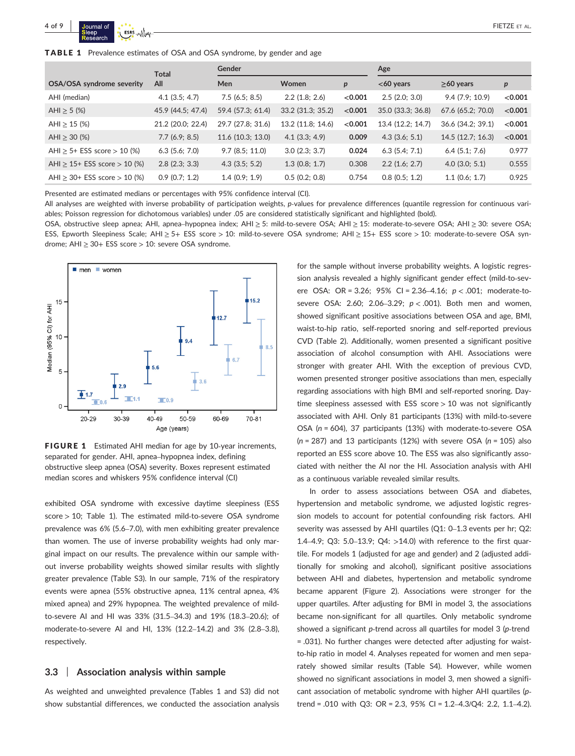**TABLE 1** Prevalence estimates of OSA and OSA syndrome, by gender and age

| OSA/OSA syndrome severity | Total | Gender | | | Age | | |
|---|---|---|---|---|---|---|---|
| | All | Men | Women | p | <60 years | ≥60 years | p |
| AHI (median) | 4.1 (3.5; 4.7) | 7.5 (6.5; 8.5) | 2.2 (1.8; 2.6) | **<0.001** | 2.5 (2.0; 3.0) | 9.4 (7.9; 10.9) | **<0.001** |
| AHI ≥ 5 (%) | 45.9 (44.5; 47.4) | 59.4 (57.3; 61.4) | 33.2 (31.3; 35.2) | **<0.001** | 35.0 (33.3; 36.8) | 67.6 (65.2; 70.0) | **<0.001** |
| AHI ≥ 15 (%) | 21.2 (20.0; 22.4) | 29.7 (27.8; 31.6) | 13.2 (11.8; 14.6) | **<0.001** | 13.4 (12.2; 14.7) | 36.6 (34.2; 39.1) | **<0.001** |
| AHI ≥ 30 (%) | 7.7 (6.9; 8.5) | 11.6 (10.3; 13.0) | 4.1 (3.3; 4.9) | **0.009** | 4.3 (3.6; 5.1) | 14.5 (12.7; 16.3) | **<0.001** |
| AHI ≥ 5+ ESS score > 10 (%) | 6.3 (5.6; 7.0) | 9.7 (8.5; 11.0) | 3.0 (2.3; 3.7) | **0.024** | 6.3 (5.4; 7.1) | 6.4 (5.1; 7.6) | 0.977 |
| AHI ≥ 15+ ESS score > 10 (%) | 2.8 (2.3; 3.3) | 4.3 (3.5; 5.2) | 1.3 (0.8; 1.7) | 0.308 | 2.2 (1.6; 2.7) | 4.0 (3.0; 5.1) | 0.555 |
| AHI ≥ 30+ ESS score > 10 (%) | 0.9 (0.7; 1.2) | 1.4 (0.9; 1.9) | 0.5 (0.2; 0.8) | 0.754 | 0.8 (0.5; 1.2) | 1.1 (0.6; 1.7) | 0.925 |

Presented are estimated medians or percentages with 95% confidence interval (CI).
All analyses are weighted with inverse probability of participation weights, p-values for prevalence differences (quantile regression for continuous variables; Poisson regression for dichotomous variables) under .05 are considered statistically significant and highlighted (bold).
OSA, obstructive sleep apnea; AHI, apnea–hypopnea index; AHI ≥ 5: mild-to-severe OSA; AHI ≥ 15: moderate-to-severe OSA; AHI ≥ 30: severe OSA; ESS, Epworth Sleepiness Scale; AHI ≥ 5+ ESS score > 10: mild-to-severe OSA syndrome; AHI ≥ 15+ ESS score > 10: moderate-to-severe OSA syndrome; AHI ≥ 30+ ESS score > 10: severe OSA syndrome.

**FIGURE 1** Estimated AHI median for age by 10-year increments, separated for gender. AHI, apnea–hypopnea index, defining obstructive sleep apnea (OSA) severity. Boxes represent estimated median scores and whiskers 95% confidence interval (CI)

exhibited OSA syndrome with excessive daytime sleepiness (ESS score > 10; Table 1). The estimated mild-to-severe OSA syndrome prevalence was 6% (5.6–7.0), with men exhibiting greater prevalence than women. The use of inverse probability weights had only marginal impact on our results. The prevalence within our sample without inverse probability weights showed similar results with slightly greater prevalence (Table S3). In our sample, 71% of the respiratory events were apnea (55% obstructive apnea, 11% central apnea, 4% mixed apnea) and 29% hypopnea. The weighted prevalence of mild-to-severe AI and HI was 33% (31.5–34.3) and 19% (18.3–20.6); of moderate-to-severe AI and HI, 13% (12.2–14.2) and 3% (2.8–3.8), respectively.

### 3.3 | Association analysis within sample

As weighted and unweighted prevalence (Tables 1 and S3) did not show substantial differences, we conducted the association analysis for the sample without inverse probability weights. A logistic regression analysis revealed a highly significant gender effect (mild-to-severe OSA: OR = 3.26; 95% CI = 2.36–4.16; $p < .001$; moderate-to-severe OSA: 2.60; 2.06–3.29; $p < .001$). Both men and women, showed significant positive associations between OSA and age, BMI, waist-to-hip ratio, self-reported snoring and self-reported previous CVD (Table 2). Additionally, women presented a significant positive association of alcohol consumption with AHI. Associations were stronger with greater AHI. With the exception of previous CVD, women presented stronger positive associations than men, especially regarding associations with high BMI and self-reported snoring. Daytime sleepiness assessed with ESS score > 10 was not significantly associated with AHI. Only 81 participants (13%) with mild-to-severe OSA ($n$ = 604), 37 participants (13%) with moderate-to-severe OSA ($n$ = 287) and 13 participants (12%) with severe OSA ($n$ = 105) also reported an ESS score above 10. The ESS was also significantly associated with neither the AI nor the HI. Association analysis with AHI as a continuous variable revealed similar results.

In order to assess associations between OSA and diabetes, hypertension and metabolic syndrome, we adjusted logistic regression models to account for potential confounding risk factors. AHI severity was assessed by AHI quartiles (Q1: 0–1.3 events per hr; Q2: 1.4–4.9; Q3: 5.0–13.9; Q4: >14.0) with reference to the first quartile. For models 1 (adjusted for age and gender) and 2 (adjusted additionally for smoking and alcohol), significant positive associations between AHI and diabetes, hypertension and metabolic syndrome became apparent (Figure 2). Associations were stronger for the upper quartiles. After adjusting for BMI in model 3, the associations became non-significant for all quartiles. Only metabolic syndrome showed a significant p-trend across all quartiles for model 3 (p-trend = .031). No further changes were detected after adjusting for waist-to-hip ratio in model 4. Analyses repeated for women and men separately showed similar results (Table S4). However, while women showed no significant associations in model 3, men showed a significant association of metabolic syndrome with higher AHI quartiles (p-trend = .010 with Q3: OR = 2.3, 95% CI = 1.2–4.3/Q4: 2.2, 1.1–4.2).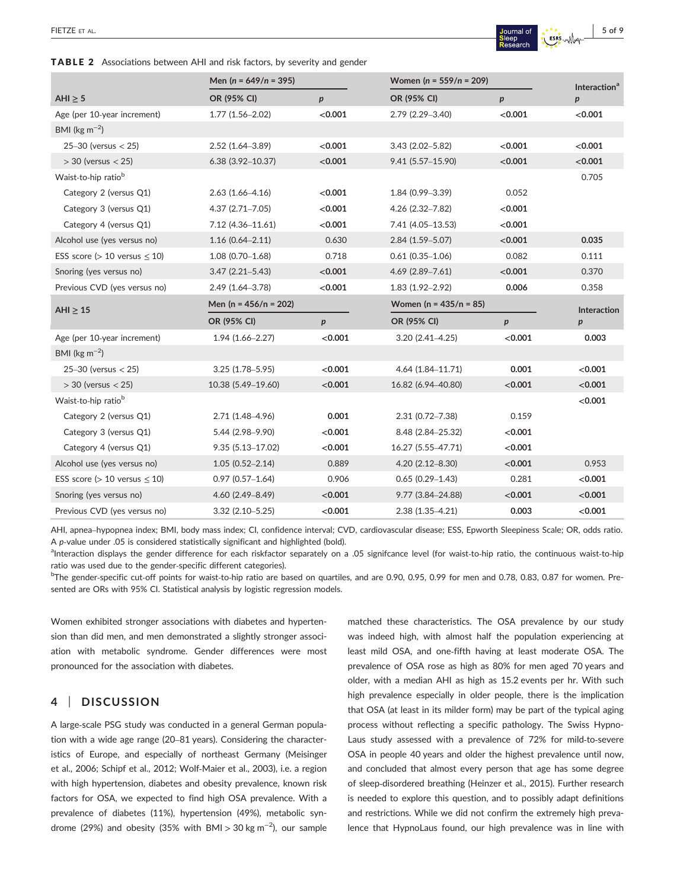**TABLE 2** Associations between AHI and risk factors, by severity and gender

| AHI ≥ 5 | Men ($n$ = 649/$n$ = 395) | | Women ($n$ = 559/$n$ = 209) | | Interaction[a] |
|---|---|---|---|---|---|
| | OR (95% CI) | $p$ | OR (95% CI) | $p$ | $p$ |
| Age (per 10-year increment) | 1.77 (1.56–2.02) | **<0.001** | 2.79 (2.29–3.40) | **<0.001** | **<0.001** |
| BMI (kg m$^{-2}$) | | | | | |
| 25–30 (versus < 25) | 2.52 (1.64–3.89) | **<0.001** | 3.43 (2.02–5.82) | **<0.001** | **<0.001** |
| > 30 (versus < 25) | 6.38 (3.92–10.37) | **<0.001** | 9.41 (5.57–15.90) | **<0.001** | **<0.001** |
| Waist-to-hip ratio[b] | | | | | 0.705 |
| Category 2 (versus Q1) | 2.63 (1.66–4.16) | **<0.001** | 1.84 (0.99–3.39) | 0.052 | |
| Category 3 (versus Q1) | 4.37 (2.71–7.05) | **<0.001** | 4.26 (2.32–7.82) | **<0.001** | |
| Category 4 (versus Q1) | 7.12 (4.36–11.61) | **<0.001** | 7.41 (4.05–13.53) | **<0.001** | |
| Alcohol use (yes versus no) | 1.16 (0.64–2.11) | 0.630 | 2.84 (1.59–5.07) | **<0.001** | **0.035** |
| ESS score (> 10 versus ≤ 10) | 1.08 (0.70–1.68) | 0.718 | 0.61 (0.35–1.06) | 0.082 | 0.111 |
| Snoring (yes versus no) | 3.47 (2.21–5.43) | **<0.001** | 4.69 (2.89–7.61) | **<0.001** | 0.370 |
| Previous CVD (yes versus no) | 2.49 (1.64–3.78) | **<0.001** | 1.83 (1.92–2.92) | **0.006** | 0.358 |
| **AHI ≥ 15** | **Men (n = 456/n = 202)** | | **Women (n = 435/n = 85)** | | **Interaction** |
| | **OR (95% CI)** | **$p$** | **OR (95% CI)** | **$p$** | **$p$** |
| Age (per 10-year increment) | 1.94 (1.66–2.27) | **<0.001** | 3.20 (2.41–4.25) | **<0.001** | **0.003** |
| BMI (kg m$^{-2}$) | | | | | |
| 25–30 (versus < 25) | 3.25 (1.78–5.95) | **<0.001** | 4.64 (1.84–11.71) | **0.001** | **<0.001** |
| > 30 (versus < 25) | 10.38 (5.49–19.60) | **<0.001** | 16.82 (6.94–40.80) | **<0.001** | **<0.001** |
| Waist-to-hip ratio[b] | | | | | **<0.001** |
| Category 2 (versus Q1) | 2.71 (1.48–4.96) | **0.001** | 2.31 (0.72–7.38) | 0.159 | |
| Category 3 (versus Q1) | 5.44 (2.98–9.90) | **<0.001** | 8.48 (2.84–25.32) | **<0.001** | |
| Category 4 (versus Q1) | 9.35 (5.13–17.02) | **<0.001** | 16.27 (5.55–47.71) | **<0.001** | |
| Alcohol use (yes versus no) | 1.05 (0.52–2.14) | 0.889 | 4.20 (2.12–8.30) | **<0.001** | 0.953 |
| ESS score (> 10 versus ≤ 10) | 0.97 (0.57–1.64) | 0.906 | 0.65 (0.29–1.43) | 0.281 | **<0.001** |
| Snoring (yes versus no) | 4.60 (2.49–8.49) | **<0.001** | 9.77 (3.84–24.88) | **<0.001** | **<0.001** |
| Previous CVD (yes versus no) | 3.32 (2.10–5.25) | **<0.001** | 2.38 (1.35–4.21) | **0.003** | **<0.001** |

AHI, apnea–hypopnea index; BMI, body mass index; CI, confidence interval; CVD, cardiovascular disease; ESS, Epworth Sleepiness Scale; OR, odds ratio. A $p$-value under .05 is considered statistically significant and highlighted (bold).

[a]Interaction displays the gender difference for each riskfactor separately on a .05 signifcance level (for waist-to-hip ratio, the continuous waist-to-hip ratio was used due to the gender-specific different categories).

[b]The gender-specific cut-off points for waist-to-hip ratio are based on quartiles, and are 0.90, 0.95, 0.99 for men and 0.78, 0.83, 0.87 for women. Presented are ORs with 95% CI. Statistical analysis by logistic regression models.

Women exhibited stronger associations with diabetes and hypertension than did men, and men demonstrated a slightly stronger association with metabolic syndrome. Gender differences were most pronounced for the association with diabetes.

## 4 | DISCUSSION

A large-scale PSG study was conducted in a general German population with a wide age range (20–81 years). Considering the characteristics of Europe, and especially of northeast Germany (Meisinger et al., 2006; Schipf et al., 2012; Wolf-Maier et al., 2003), i.e. a region with high hypertension, diabetes and obesity prevalence, known risk factors for OSA, we expected to find high OSA prevalence. With a prevalence of diabetes (11%), hypertension (49%), metabolic syndrome (29%) and obesity (35% with BMI > 30 kg m$^{-2}$), our sample matched these characteristics. The OSA prevalence by our study was indeed high, with almost half the population experiencing at least mild OSA, and one-fifth having at least moderate OSA. The prevalence of OSA rose as high as 80% for men aged 70 years and older, with a median AHI as high as 15.2 events per hr. With such high prevalence especially in older people, there is the implication that OSA (at least in its milder form) may be part of the typical aging process without reflecting a specific pathology. The Swiss HypnoLaus study assessed with a prevalence of 72% for mild-to-severe OSA in people 40 years and older the highest prevalence until now, and concluded that almost every person that age has some degree of sleep-disordered breathing (Heinzer et al., 2015). Further research is needed to explore this question, and to possibly adapt definitions and restrictions. While we did not confirm the extremely high prevalence that HypnoLaus found, our high prevalence was in line with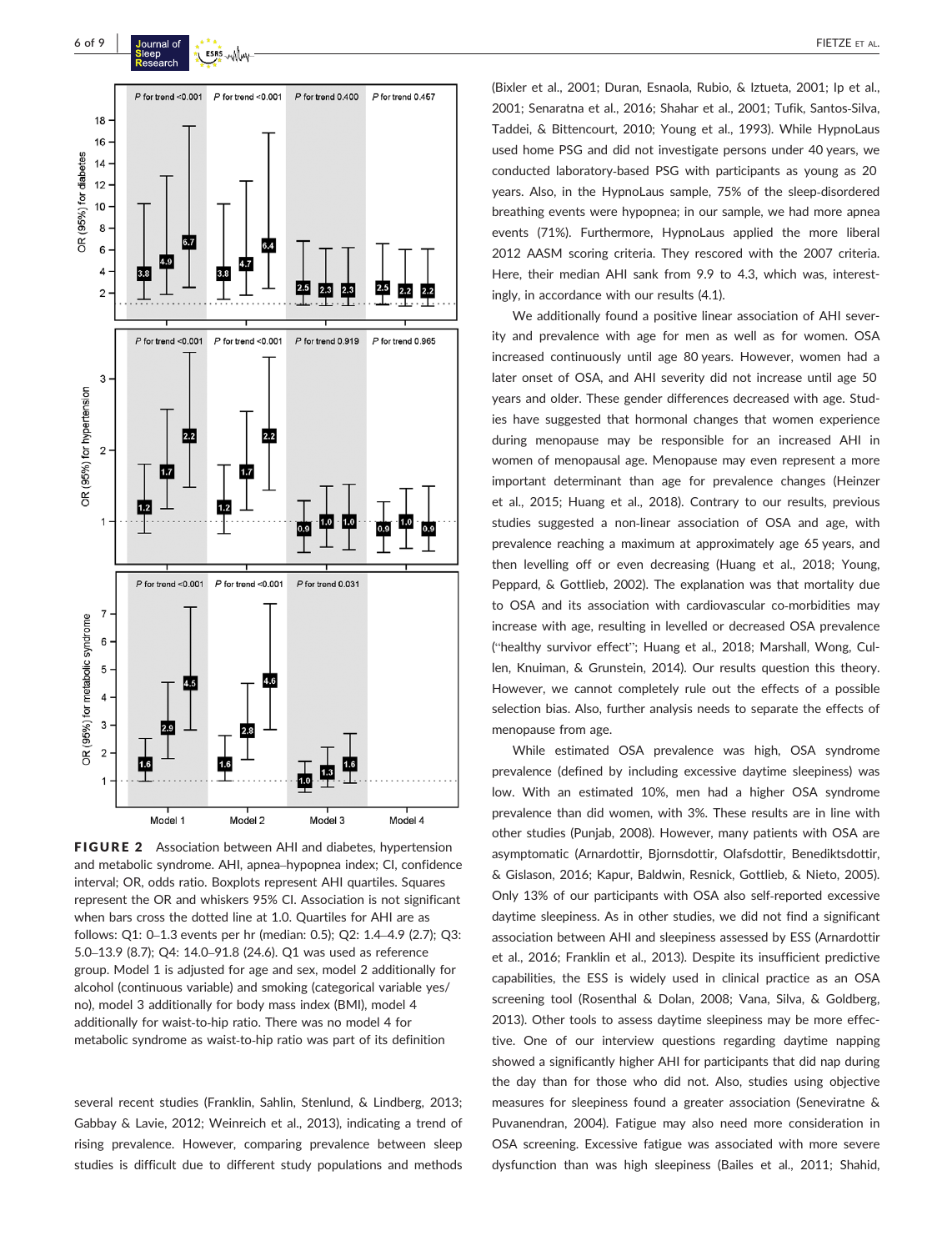**FIGURE 2** Association between AHI and diabetes, hypertension and metabolic syndrome. AHI, apnea–hypopnea index; CI, confidence interval; OR, odds ratio. Boxplots represent AHI quartiles. Squares represent the OR and whiskers 95% CI. Association is not significant when bars cross the dotted line at 1.0. Quartiles for AHI are as follows: Q1: 0–1.3 events per hr (median: 0.5); Q2: 1.4–4.9 (2.7); Q3: 5.0–13.9 (8.7); Q4: 14.0–91.8 (24.6). Q1 was used as reference group. Model 1 is adjusted for age and sex, model 2 additionally for alcohol (continuous variable) and smoking (categorical variable yes/no), model 3 additionally for body mass index (BMI), model 4 additionally for waist-to-hip ratio. There was no model 4 for metabolic syndrome as waist-to-hip ratio was part of its definition

several recent studies (Franklin, Sahlin, Stenlund, & Lindberg, 2013; Gabbay & Lavie, 2012; Weinreich et al., 2013), indicating a trend of rising prevalence. However, comparing prevalence between sleep studies is difficult due to different study populations and methods (Bixler et al., 2001; Duran, Esnaola, Rubio, & Iztueta, 2001; Ip et al., 2001; Senaratna et al., 2016; Shahar et al., 2001; Tufik, Santos-Silva, Taddei, & Bittencourt, 2010; Young et al., 1993). While HypnoLaus used home PSG and did not investigate persons under 40 years, we conducted laboratory-based PSG with participants as young as 20 years. Also, in the HypnoLaus sample, 75% of the sleep-disordered breathing events were hypopnea; in our sample, we had more apnea events (71%). Furthermore, HypnoLaus applied the more liberal 2012 AASM scoring criteria. They rescored with the 2007 criteria. Here, their median AHI sank from 9.9 to 4.3, which was, interestingly, in accordance with our results (4.1).

We additionally found a positive linear association of AHI severity and prevalence with age for men as well as for women. OSA increased continuously until age 80 years. However, women had a later onset of OSA, and AHI severity did not increase until age 50 years and older. These gender differences decreased with age. Studies have suggested that hormonal changes that women experience during menopause may be responsible for an increased AHI in women of menopausal age. Menopause may even represent a more important determinant than age for prevalence changes (Heinzer et al., 2015; Huang et al., 2018). Contrary to our results, previous studies suggested a non-linear association of OSA and age, with prevalence reaching a maximum at approximately age 65 years, and then levelling off or even decreasing (Huang et al., 2018; Young, Peppard, & Gottlieb, 2002). The explanation was that mortality due to OSA and its association with cardiovascular co-morbidities may increase with age, resulting in levelled or decreased OSA prevalence ("healthy survivor effect"; Huang et al., 2018; Marshall, Wong, Cullen, Knuiman, & Grunstein, 2014). Our results question this theory. However, we cannot completely rule out the effects of a possible selection bias. Also, further analysis needs to separate the effects of menopause from age.

While estimated OSA prevalence was high, OSA syndrome prevalence (defined by including excessive daytime sleepiness) was low. With an estimated 10%, men had a higher OSA syndrome prevalence than did women, with 3%. These results are in line with other studies (Punjab, 2008). However, many patients with OSA are asymptomatic (Arnardottir, Bjornsdottir, Olafsdottir, Benediktsdottir, & Gislason, 2016; Kapur, Baldwin, Resnick, Gottlieb, & Nieto, 2005). Only 13% of our participants with OSA also self-reported excessive daytime sleepiness. As in other studies, we did not find a significant association between AHI and sleepiness assessed by ESS (Arnardottir et al., 2016; Franklin et al., 2013). Despite its insufficient predictive capabilities, the ESS is widely used in clinical practice as an OSA screening tool (Rosenthal & Dolan, 2008; Vana, Silva, & Goldberg, 2013). Other tools to assess daytime sleepiness may be more effective. One of our interview questions regarding daytime napping showed a significantly higher AHI for participants that did nap during the day than for those who did not. Also, studies using objective measures for sleepiness found a greater association (Seneviratne & Puvanendran, 2004). Fatigue may also need more consideration in OSA screening. Excessive fatigue was associated with more severe dysfunction than was high sleepiness (Bailes et al., 2011; Shahid,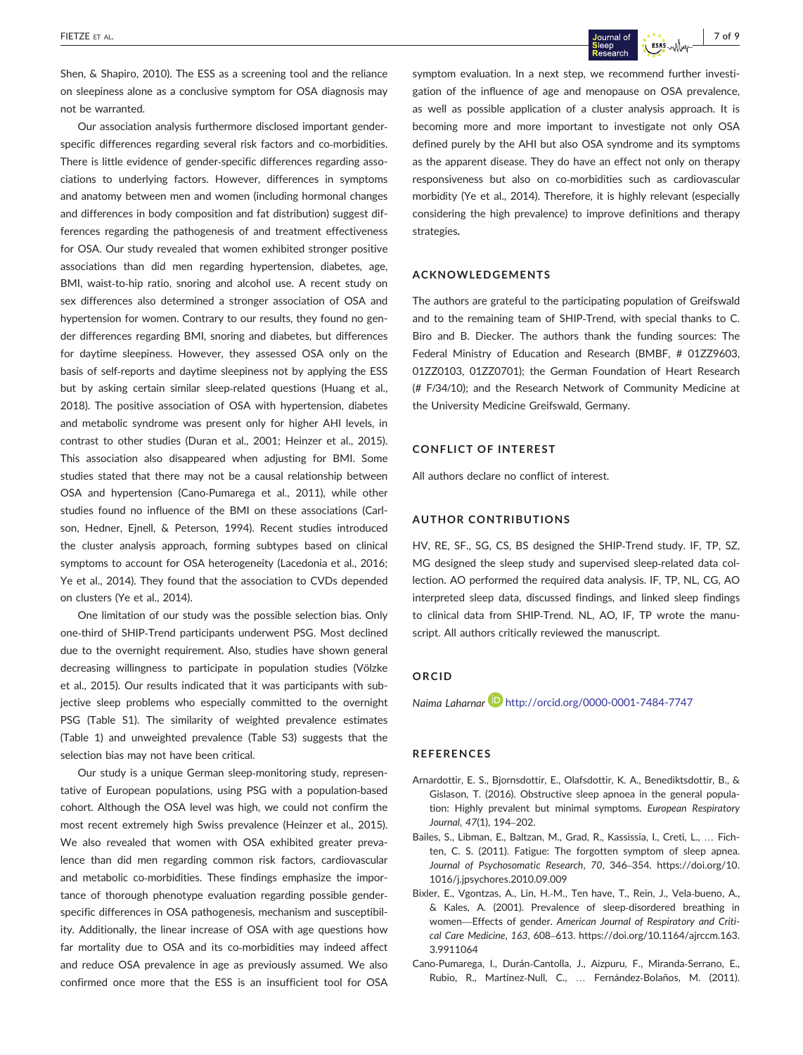Shen, & Shapiro, 2010). The ESS as a screening tool and the reliance on sleepiness alone as a conclusive symptom for OSA diagnosis may not be warranted.

Our association analysis furthermore disclosed important gender-specific differences regarding several risk factors and co-morbidities. There is little evidence of gender-specific differences regarding associations to underlying factors. However, differences in symptoms and anatomy between men and women (including hormonal changes and differences in body composition and fat distribution) suggest differences regarding the pathogenesis of and treatment effectiveness for OSA. Our study revealed that women exhibited stronger positive associations than did men regarding hypertension, diabetes, age, BMI, waist-to-hip ratio, snoring and alcohol use. A recent study on sex differences also determined a stronger association of OSA and hypertension for women. Contrary to our results, they found no gender differences regarding BMI, snoring and diabetes, but differences for daytime sleepiness. However, they assessed OSA only on the basis of self-reports and daytime sleepiness not by applying the ESS but by asking certain similar sleep-related questions (Huang et al., 2018). The positive association of OSA with hypertension, diabetes and metabolic syndrome was present only for higher AHI levels, in contrast to other studies (Duran et al., 2001; Heinzer et al., 2015). This association also disappeared when adjusting for BMI. Some studies stated that there may not be a causal relationship between OSA and hypertension (Cano-Pumarega et al., 2011), while other studies found no influence of the BMI on these associations (Carlson, Hedner, Ejnell, & Peterson, 1994). Recent studies introduced the cluster analysis approach, forming subtypes based on clinical symptoms to account for OSA heterogeneity (Lacedonia et al., 2016; Ye et al., 2014). They found that the association to CVDs depended on clusters (Ye et al., 2014).

One limitation of our study was the possible selection bias. Only one-third of SHIP-Trend participants underwent PSG. Most declined due to the overnight requirement. Also, studies have shown general decreasing willingness to participate in population studies (Völzke et al., 2015). Our results indicated that it was participants with subjective sleep problems who especially committed to the overnight PSG (Table S1). The similarity of weighted prevalence estimates (Table 1) and unweighted prevalence (Table S3) suggests that the selection bias may not have been critical.

Our study is a unique German sleep-monitoring study, representative of European populations, using PSG with a population-based cohort. Although the OSA level was high, we could not confirm the most recent extremely high Swiss prevalence (Heinzer et al., 2015). We also revealed that women with OSA exhibited greater prevalence than did men regarding common risk factors, cardiovascular and metabolic co-morbidities. These findings emphasize the importance of thorough phenotype evaluation regarding possible gender-specific differences in OSA pathogenesis, mechanism and susceptibility. Additionally, the linear increase of OSA with age questions how far mortality due to OSA and its co-morbidities may indeed affect and reduce OSA prevalence in age as previously assumed. We also confirmed once more that the ESS is an insufficient tool for OSA symptom evaluation. In a next step, we recommend further investigation of the influence of age and menopause on OSA prevalence, as well as possible application of a cluster analysis approach. It is becoming more and more important to investigate not only OSA defined purely by the AHI but also OSA syndrome and its symptoms as the apparent disease. They do have an effect not only on therapy responsiveness but also on co-morbidities such as cardiovascular morbidity (Ye et al., 2014). Therefore, it is highly relevant (especially considering the high prevalence) to improve definitions and therapy strategies.

## ACKNOWLEDGEMENTS

The authors are grateful to the participating population of Greifswald and to the remaining team of SHIP-Trend, with special thanks to C. Biro and B. Diecker. The authors thank the funding sources: The Federal Ministry of Education and Research (BMBF, # 01ZZ9603, 01ZZ0103, 01ZZ0701); the German Foundation of Heart Research (# F/34/10); and the Research Network of Community Medicine at the University Medicine Greifswald, Germany.

## CONFLICT OF INTEREST

All authors declare no conflict of interest.

## AUTHOR CONTRIBUTIONS

HV, RE, SF., SG, CS, BS designed the SHIP-Trend study. IF, TP, SZ, MG designed the sleep study and supervised sleep-related data collection. AO performed the required data analysis. IF, TP, NL, CG, AO interpreted sleep data, discussed findings, and linked sleep findings to clinical data from SHIP-Trend. NL, AO, IF, TP wrote the manuscript. All authors critically reviewed the manuscript.

## ORCID

*Naima Laharnar* http://orcid.org/0000-0001-7484-7747

## REFERENCES

Arnardottir, E. S., Bjornsdottir, E., Olafsdottir, K. A., Benediktsdottir, B., & Gislason, T. (2016). Obstructive sleep apnoea in the general population: Highly prevalent but minimal symptoms. *European Respiratory Journal*, *47*(1), 194–202.

Bailes, S., Libman, E., Baltzan, M., Grad, R., Kassissia, I., Creti, L., … Fichten, C. S. (2011). Fatigue: The forgotten symptom of sleep apnea. *Journal of Psychosomatic Research*, *70*, 346–354. https://doi.org/10.1016/j.jpsychores.2010.09.009

Bixler, E., Vgontzas, A., Lin, H.-M., Ten have, T., Rein, J., Vela-bueno, A., & Kales, A. (2001). Prevalence of sleep-disordered breathing in women—Effects of gender. *American Journal of Respiratory and Critical Care Medicine*, *163*, 608–613. https://doi.org/10.1164/ajrccm.163.3.9911064

Cano-Pumarega, I., Durán-Cantolla, J., Aizpuru, F., Miranda-Serrano, E., Rubio, R., Martínez-Null, C., … Fernández-Bolaños, M. (2011).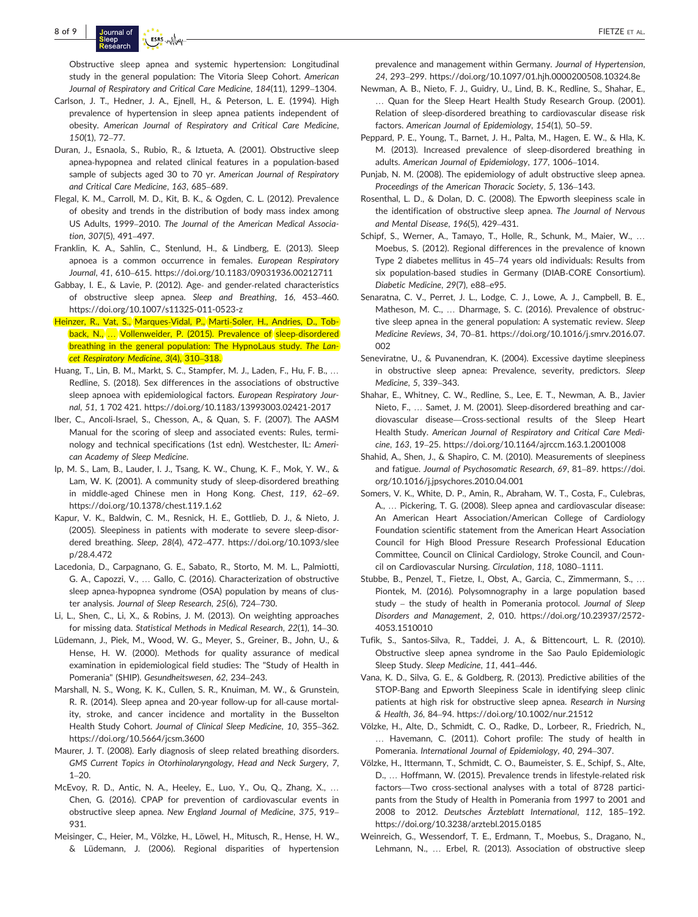Obstructive sleep apnea and systemic hypertension: Longitudinal study in the general population: The Vitoria Sleep Cohort. *American Journal of Respiratory and Critical Care Medicine*, *184*(11), 1299–1304.

Carlson, J. T., Hedner, J. A., Ejnell, H., & Peterson, L. E. (1994). High prevalence of hypertension in sleep apnea patients independent of obesity. *American Journal of Respiratory and Critical Care Medicine*, *150*(1), 72–77.

Duran, J., Esnaola, S., Rubio, R., & Iztueta, A. (2001). Obstructive sleep apnea-hypopnea and related clinical features in a population-based sample of subjects aged 30 to 70 yr. *American Journal of Respiratory and Critical Care Medicine*, *163*, 685–689.

Flegal, K. M., Carroll, M. D., Kit, B. K., & Ogden, C. L. (2012). Prevalence of obesity and trends in the distribution of body mass index among US Adults, 1999–2010. *The Journal of the American Medical Association*, *307*(5), 491–497.

Franklin, K. A., Sahlin, C., Stenlund, H., & Lindberg, E. (2013). Sleep apnoea is a common occurrence in females. *European Respiratory Journal*, *41*, 610–615. https://doi.org/10.1183/09031936.00212711

Gabbay, I. E., & Lavie, P. (2012). Age- and gender-related characteristics of obstructive sleep apnea. *Sleep and Breathing*, *16*, 453–460. https://doi.org/10.1007/s11325-011-0523-z

Heinzer, R., Vat, S., Marques-Vidal, P., Marti-Soler, H., Andries, D., Tobback, N., … Vollenweider, P. (2015). Prevalence of sleep-disordered breathing in the general population: The HypnoLaus study. *The Lancet Respiratory Medicine*, *3*(4), 310–318.

Huang, T., Lin, B. M., Markt, S. C., Stampfer, M. J., Laden, F., Hu, F. B., … Redline, S. (2018). Sex differences in the associations of obstructive sleep apnoea with epidemiological factors. *European Respiratory Journal*, *51*, 1 702 421. https://doi.org/10.1183/13993003.02421-2017

Iber, C., Ancoli-Israel, S., Chesson, A., & Quan, S. F. (2007). The AASM Manual for the scoring of sleep and associated events: Rules, terminology and technical specifications (1st edn). Westchester, IL: *American Academy of Sleep Medicine*.

Ip, M. S., Lam, B., Lauder, I. J., Tsang, K. W., Chung, K. F., Mok, Y. W., & Lam, W. K. (2001). A community study of sleep-disordered breathing in middle-aged Chinese men in Hong Kong. *Chest*, *119*, 62–69. https://doi.org/10.1378/chest.119.1.62

Kapur, V. K., Baldwin, C. M., Resnick, H. E., Gottlieb, D. J., & Nieto, J. (2005). Sleepiness in patients with moderate to severe sleep-disordered breathing. *Sleep*, *28*(4), 472–477. https://doi.org/10.1093/sleep/28.4.472

Lacedonia, D., Carpagnano, G. E., Sabato, R., Storto, M. M. L., Palmiotti, G. A., Capozzi, V., … Gallo, C. (2016). Characterization of obstructive sleep apnea-hypopnea syndrome (OSA) population by means of cluster analysis. *Journal of Sleep Research*, *25*(6), 724–730.

Li, L., Shen, C., Li, X., & Robins, J. M. (2013). On weighting approaches for missing data. *Statistical Methods in Medical Research*, *22*(1), 14–30.

Lüdemann, J., Piek, M., Wood, W. G., Meyer, S., Greiner, B., John, U., & Hense, H. W. (2000). Methods for quality assurance of medical examination in epidemiological field studies: The "Study of Health in Pomerania" (SHIP). *Gesundheitswesen*, *62*, 234–243.

Marshall, N. S., Wong, K. K., Cullen, S. R., Knuiman, M. W., & Grunstein, R. R. (2014). Sleep apnea and 20-year follow-up for all-cause mortality, stroke, and cancer incidence and mortality in the Busselton Health Study Cohort. *Journal of Clinical Sleep Medicine*, *10*, 355–362. https://doi.org/10.5664/jcsm.3600

Maurer, J. T. (2008). Early diagnosis of sleep related breathing disorders. *GMS Current Topics in Otorhinolaryngology, Head and Neck Surgery*, *7*, 1–20.

McEvoy, R. D., Antic, N. A., Heeley, E., Luo, Y., Ou, Q., Zhang, X., … Chen, G. (2016). CPAP for prevention of cardiovascular events in obstructive sleep apnea. *New England Journal of Medicine*, *375*, 919–931.

Meisinger, C., Heier, M., Völzke, H., Löwel, H., Mitusch, R., Hense, H. W., & Lüdemann, J. (2006). Regional disparities of hypertension prevalence and management within Germany. *Journal of Hypertension*, *24*, 293–299. https://doi.org/10.1097/01.hjh.0000200508.10324.8e

Newman, A. B., Nieto, F. J., Guidry, U., Lind, B. K., Redline, S., Shahar, E., … Quan for the Sleep Heart Health Study Research Group. (2001). Relation of sleep-disordered breathing to cardiovascular disease risk factors. *American Journal of Epidemiology*, *154*(1), 50–59.

Peppard, P. E., Young, T., Barnet, J. H., Palta, M., Hagen, E. W., & Hla, K. M. (2013). Increased prevalence of sleep-disordered breathing in adults. *American Journal of Epidemiology*, *177*, 1006–1014.

Punjab, N. M. (2008). The epidemiology of adult obstructive sleep apnea. *Proceedings of the American Thoracic Society*, *5*, 136–143.

Rosenthal, L. D., & Dolan, D. C. (2008). The Epworth sleepiness scale in the identification of obstructive sleep apnea. *The Journal of Nervous and Mental Disease*, *196*(5), 429–431.

Schipf, S., Werner, A., Tamayo, T., Holle, R., Schunk, M., Maier, W., … Moebus, S. (2012). Regional differences in the prevalence of known Type 2 diabetes mellitus in 45–74 years old individuals: Results from six population-based studies in Germany (DIAB-CORE Consortium). *Diabetic Medicine*, *29*(7), e88–e95.

Senaratna, C. V., Perret, J. L., Lodge, C. J., Lowe, A. J., Campbell, B. E., Matheson, M. C., … Dharmage, S. C. (2016). Prevalence of obstructive sleep apnea in the general population: A systematic review. *Sleep Medicine Reviews*, *34*, 70–81. https://doi.org/10.1016/j.smrv.2016.07.002

Seneviratne, U., & Puvanendran, K. (2004). Excessive daytime sleepiness in obstructive sleep apnea: Prevalence, severity, predictors. *Sleep Medicine*, *5*, 339–343.

Shahar, E., Whitney, C. W., Redline, S., Lee, E. T., Newman, A. B., Javier Nieto, F., … Samet, J. M. (2001). Sleep-disordered breathing and cardiovascular disease—Cross-sectional results of the Sleep Heart Health Study. *American Journal of Respiratory and Critical Care Medicine*, *163*, 19–25. https://doi.org/10.1164/ajrccm.163.1.2001008

Shahid, A., Shen, J., & Shapiro, C. M. (2010). Measurements of sleepiness and fatigue. *Journal of Psychosomatic Research*, *69*, 81–89. https://doi.org/10.1016/j.jpsychores.2010.04.001

Somers, V. K., White, D. P., Amin, R., Abraham, W. T., Costa, F., Culebras, A., … Pickering, T. G. (2008). Sleep apnea and cardiovascular disease: An American Heart Association/American College of Cardiology Foundation scientific statement from the American Heart Association Council for High Blood Pressure Research Professional Education Committee, Council on Clinical Cardiology, Stroke Council, and Council on Cardiovascular Nursing. *Circulation*, *118*, 1080–1111.

Stubbe, B., Penzel, T., Fietze, I., Obst, A., Garcia, C., Zimmermann, S., … Piontek, M. (2016). Polysomnography in a large population based study – the study of health in Pomerania protocol. *Journal of Sleep Disorders and Management*, *2*, 010. https://doi.org/10.23937/2572-4053.1510010

Tufik, S., Santos-Silva, R., Taddei, J. A., & Bittencourt, L. R. (2010). Obstructive sleep apnea syndrome in the Sao Paulo Epidemiologic Sleep Study. *Sleep Medicine*, *11*, 441–446.

Vana, K. D., Silva, G. E., & Goldberg, R. (2013). Predictive abilities of the STOP-Bang and Epworth Sleepiness Scale in identifying sleep clinic patients at high risk for obstructive sleep apnea. *Research in Nursing & Health*, *36*, 84–94. https://doi.org/10.1002/nur.21512

Völzke, H., Alte, D., Schmidt, C. O., Radke, D., Lorbeer, R., Friedrich, N., … Havemann, C. (2011). Cohort profile: The study of health in Pomerania. *International Journal of Epidemiology*, *40*, 294–307.

Völzke, H., Ittermann, T., Schmidt, C. O., Baumeister, S. E., Schipf, S., Alte, D., … Hoffmann, W. (2015). Prevalence trends in lifestyle-related risk factors—Two cross-sectional analyses with a total of 8728 participants from the Study of Health in Pomerania from 1997 to 2001 and 2008 to 2012. *Deutsches Ärzteblatt International*, *112*, 185–192. https://doi.org/10.3238/arztebl.2015.0185

Weinreich, G., Wessendorf, T. E., Erdmann, T., Moebus, S., Dragano, N., Lehmann, N., … Erbel, R. (2013). Association of obstructive sleep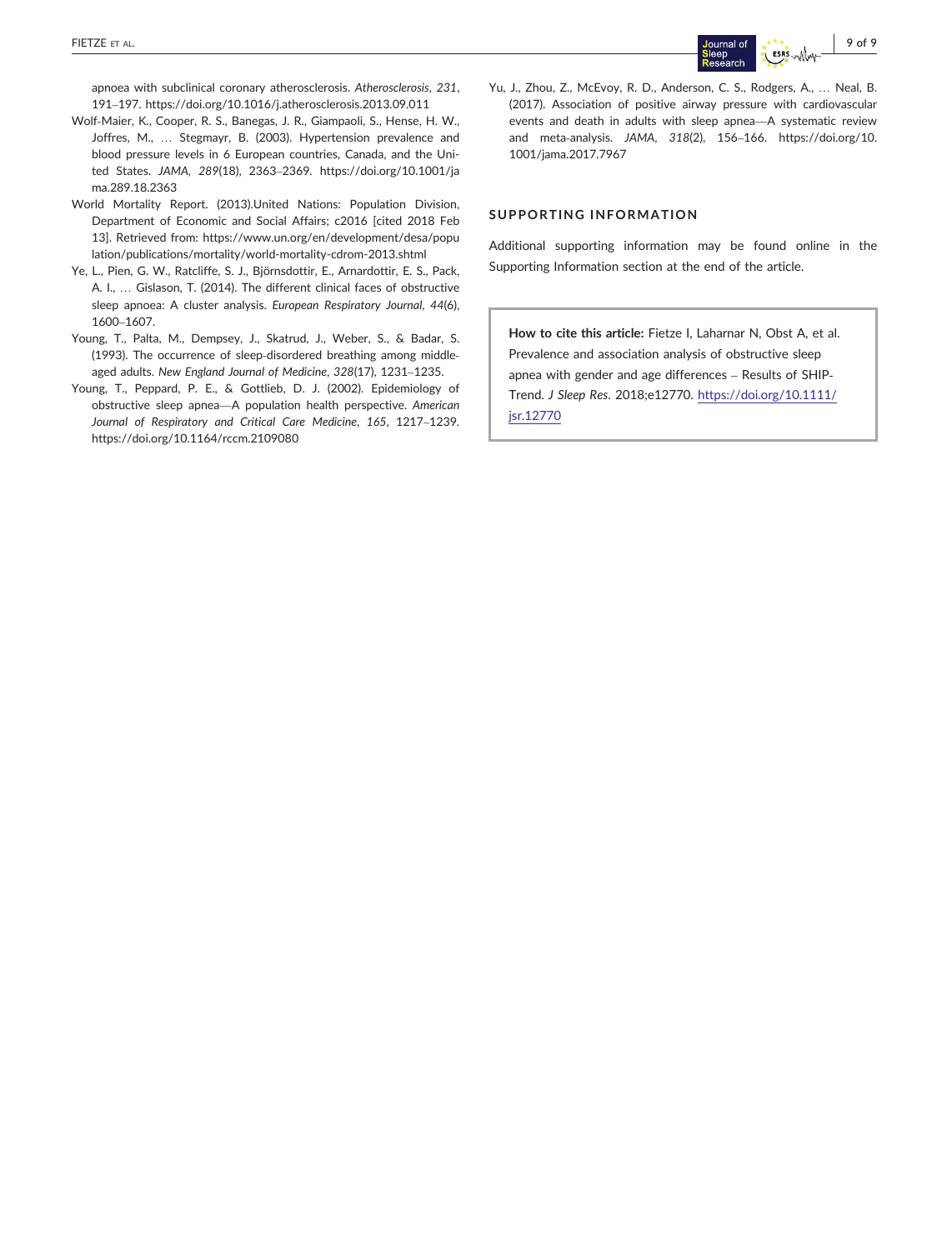apnoea with subclinical coronary atherosclerosis. *Atherosclerosis*, *231*, 191–197. https://doi.org/10.1016/j.atherosclerosis.2013.09.011

Wolf-Maier, K., Cooper, R. S., Banegas, J. R., Giampaoli, S., Hense, H. W., Joffres, M., … Stegmayr, B. (2003). Hypertension prevalence and blood pressure levels in 6 European countries, Canada, and the United States. *JAMA*, *289*(18), 2363–2369. https://doi.org/10.1001/jama.289.18.2363

World Mortality Report. (2013).United Nations: Population Division, Department of Economic and Social Affairs; c2016 [cited 2018 Feb 13]. Retrieved from: https://www.un.org/en/development/desa/population/publications/mortality/world-mortality-cdrom-2013.shtml

Ye, L., Pien, G. W., Ratcliffe, S. J., Björnsdottir, E., Arnardottir, E. S., Pack, A. I., … Gislason, T. (2014). The different clinical faces of obstructive sleep apnoea: A cluster analysis. *European Respiratory Journal*, *44*(6), 1600–1607.

Young, T., Palta, M., Dempsey, J., Skatrud, J., Weber, S., & Badar, S. (1993). The occurrence of sleep-disordered breathing among middle-aged adults. *New England Journal of Medicine*, *328*(17), 1231–1235.

Young, T., Peppard, P. E., & Gottlieb, D. J. (2002). Epidemiology of obstructive sleep apnea—A population health perspective. *American Journal of Respiratory and Critical Care Medicine*, *165*, 1217–1239. https://doi.org/10.1164/rccm.2109080

Yu, J., Zhou, Z., McEvoy, R. D., Anderson, C. S., Rodgers, A., … Neal, B. (2017). Association of positive airway pressure with cardiovascular events and death in adults with sleep apnea—A systematic review and meta-analysis. *JAMA*, *318*(2), 156–166. https://doi.org/10.1001/jama.2017.7967

## SUPPORTING INFORMATION

Additional supporting information may be found online in the Supporting Information section at the end of the article.

**How to cite this article:** Fietze I, Laharnar N, Obst A, et al. Prevalence and association analysis of obstructive sleep apnea with gender and age differences – Results of SHIP-Trend. *J Sleep Res*. 2018;e12770. https://doi.org/10.1111/jsr.12770